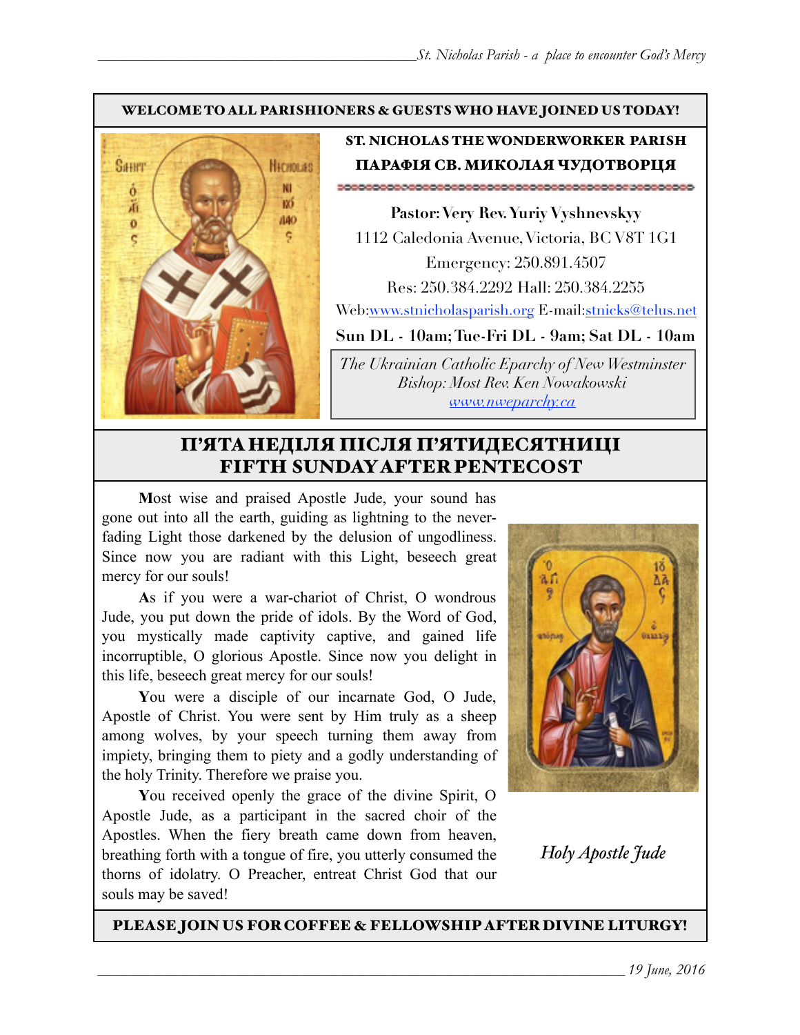**WELCOME TO ALL PARISHIONERS & GUESTS WHO HAVE JOINED US TODAY!**

**ST. NICHOLAS THE WONDERWORKER PARISH**

**ПАРАФІЯ СВ. МИКОЛАЯ ЧУДОТВОРЦЯ**

**Pastor: Very Rev. Yuriy Vyshnevskyy**

1112 Caledonia Avenue, Victoria, BC V8T 1G1

Emergency: 250.891.4507

Res: 250.384.2292 Hall: 250.384.2255

Web:www.stnicholasparish.org E-mail:stnicks@telus.net

**Sun DL - 10am; Tue-Fri DL - 9am; Sat DL - 10am**

*The Ukrainian Catholic Eparchy of New Westminster*
*Bishop: Most Rev. Ken Nowakowski*
*www.nweparchy.ca*

# П'ЯТА НЕДІЛЯ ПІСЛЯ П'ЯТИДЕСЯТНИЦІ
# FIFTH SUNDAY AFTER PENTECOST

**M**ost wise and praised Apostle Jude, your sound has gone out into all the earth, guiding as lightning to the never-fading Light those darkened by the delusion of ungodliness. Since now you are radiant with this Light, beseech great mercy for our souls!

**A**s if you were a war-chariot of Christ, O wondrous Jude, you put down the pride of idols. By the Word of God, you mystically made captivity captive, and gained life incorruptible, O glorious Apostle. Since now you delight in this life, beseech great mercy for our souls!

**Y**ou were a disciple of our incarnate God, O Jude, Apostle of Christ. You were sent by Him truly as a sheep among wolves, by your speech turning them away from impiety, bringing them to piety and a godly understanding of the holy Trinity. Therefore we praise you.

**Y**ou received openly the grace of the divine Spirit, O Apostle Jude, as a participant in the sacred choir of the Apostles. When the fiery breath came down from heaven, breathing forth with a tongue of fire, you utterly consumed the thorns of idolatry. O Preacher, entreat Christ God that our souls may be saved!

*Holy Apostle Jude*

**PLEASE JOIN US FOR COFFEE & FELLOWSHIP AFTER DIVINE LITURGY!**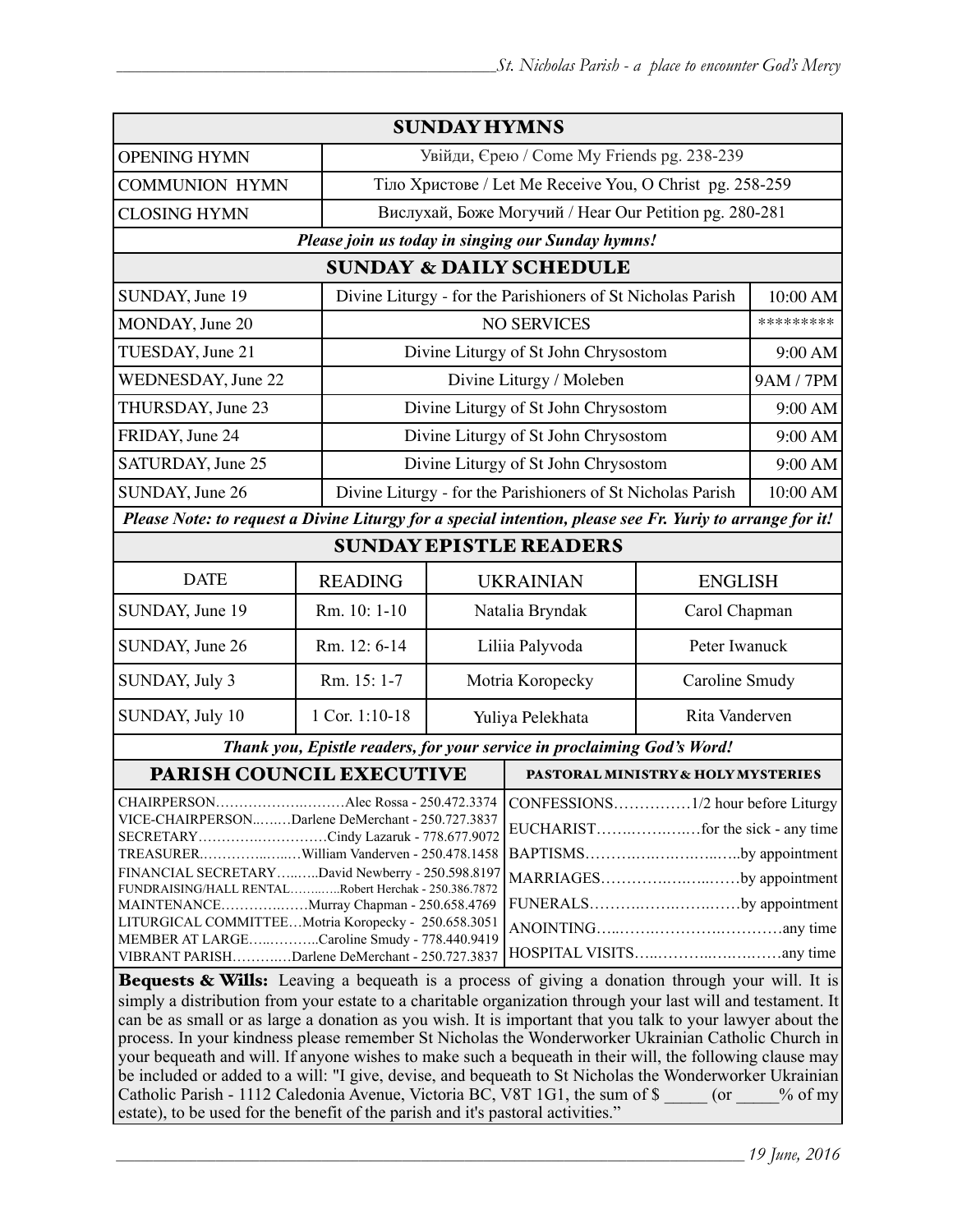## SUNDAY HYMNS

| | |
|---|---|
| OPENING HYMN | Увійди, Єрею / Come My Friends pg. 238-239 |
| COMMUNION HYMN | Тіло Христове / Let Me Receive You, O Christ pg. 258-259 |
| CLOSING HYMN | Вислухай, Боже Могучий / Hear Our Petition pg. 280-281 |

***Please join us today in singing our Sunday hymns!***

## SUNDAY & DAILY SCHEDULE

| | | |
|---|---|---|
| SUNDAY, June 19 | Divine Liturgy - for the Parishioners of St Nicholas Parish | 10:00 AM |
| MONDAY, June 20 | NO SERVICES | ********* |
| TUESDAY, June 21 | Divine Liturgy of St John Chrysostom | 9:00 AM |
| WEDNESDAY, June 22 | Divine Liturgy / Moleben | 9AM / 7PM |
| THURSDAY, June 23 | Divine Liturgy of St John Chrysostom | 9:00 AM |
| FRIDAY, June 24 | Divine Liturgy of St John Chrysostom | 9:00 AM |
| SATURDAY, June 25 | Divine Liturgy of St John Chrysostom | 9:00 AM |
| SUNDAY, June 26 | Divine Liturgy - for the Parishioners of St Nicholas Parish | 10:00 AM |

***Please Note: to request a Divine Liturgy for a special intention, please see Fr. Yuriy to arrange for it!***

## SUNDAY EPISTLE READERS

| DATE | READING | UKRAINIAN | ENGLISH |
|---|---|---|---|
| SUNDAY, June 19 | Rm. 10: 1-10 | Natalia Bryndak | Carol Chapman |
| SUNDAY, June 26 | Rm. 12: 6-14 | Liliia Palyvoda | Peter Iwanuck |
| SUNDAY, July 3 | Rm. 15: 1-7 | Motria Koropecky | Caroline Smudy |
| SUNDAY, July 10 | 1 Cor. 1:10-18 | Yuliya Pelekhata | Rita Vanderven |

***Thank you, Epistle readers, for your service in proclaiming God's Word!***

## PARISH COUNCIL EXECUTIVE

CHAIRPERSON……………………Alec Rossa - 250.472.3374
VICE-CHAIRPERSON………Darlene DeMerchant - 250.727.3837
SECRETARY………………………Cindy Lazaruk - 778.677.9072
TREASURER………………William Vanderven - 250.478.1458
FINANCIAL SECRETARY………David Newberry - 250.598.8197
FUNDRAISING/HALL RENTAL…………Robert Herchak - 250.386.7872
MAINTENANCE………………Murray Chapman - 250.658.4769
LITURGICAL COMMITTEE…Motria Koropecky - 250.658.3051
MEMBER AT LARGE……………Caroline Smudy - 778.440.9419
VIBRANT PARISH…………Darlene DeMerchant - 250.727.3837

## PASTORAL MINISTRY & HOLY MYSTERIES

CONFESSIONS……………1/2 hour before Liturgy
EUCHARIST………………for the sick - any time
BAPTISMS……………………………by appointment
MARRIAGES…………………………by appointment
FUNERALS…………………………by appointment
ANOINTING………………………………any time
HOSPITAL VISITS…………………………any time

**Bequests & Wills:** Leaving a bequeath is a process of giving a donation through your will. It is simply a distribution from your estate to a charitable organization through your last will and testament. It can be as small or as large a donation as you wish. It is important that you talk to your lawyer about the process. In your kindness please remember St Nicholas the Wonderworker Ukrainian Catholic Church in your bequeath and will. If anyone wishes to make such a bequeath in their will, the following clause may be included or added to a will: "I give, devise, and bequeath to St Nicholas the Wonderworker Ukrainian Catholic Parish - 1112 Caledonia Avenue, Victoria BC, V8T 1G1, the sum of $ _____ (or _____% of my estate), to be used for the benefit of the parish and it's pastoral activities."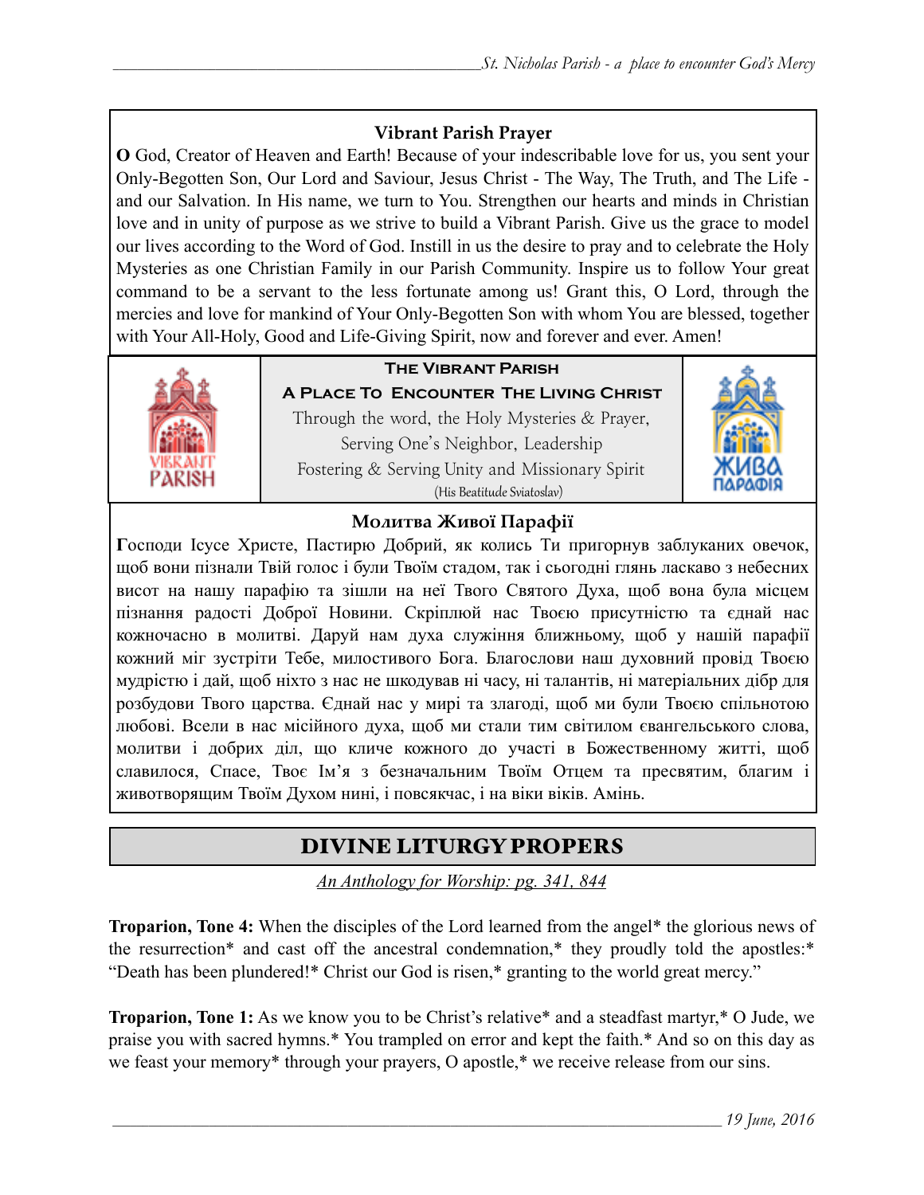### Vibrant Parish Prayer

**O** God, Creator of Heaven and Earth! Because of your indescribable love for us, you sent your Only-Begotten Son, Our Lord and Saviour, Jesus Christ - The Way, The Truth, and The Life - and our Salvation. In His name, we turn to You. Strengthen our hearts and minds in Christian love and in unity of purpose as we strive to build a Vibrant Parish. Give us the grace to model our lives according to the Word of God. Instill in us the desire to pray and to celebrate the Holy Mysteries as one Christian Family in our Parish Community. Inspire us to follow Your great command to be a servant to the less fortunate among us! Grant this, O Lord, through the mercies and love for mankind of Your Only-Begotten Son with whom You are blessed, together with Your All-Holy, Good and Life-Giving Spirit, now and forever and ever. Amen!

**The Vibrant Parish**

**A Place To Encounter The Living Christ**

Through the word, the Holy Mysteries & Prayer,
Serving One's Neighbor, Leadership
Fostering & Serving Unity and Missionary Spirit
(His Beatitude Sviatoslav)

### Молитва Живої Парафії

**Г**осподи Ісусе Христе, Пастирю Добрий, як колись Ти пригорнув заблуканих овечок, щоб вони пізнали Твій голос і були Твоїм стадом, так і сьогодні глянь ласкаво з небесних висот на нашу парафію та зішли на неї Твого Святого Духа, щоб вона була місцем пізнання радості Доброї Новини. Скріплюй нас Твоєю присутністю та єднай нас кожночасно в молитві. Даруй нам духа служіння ближньому, щоб у нашій парафії кожний міг зустріти Тебе, милостивого Бога. Благослови наш духовний провід Твоєю мудрістю і дай, щоб ніхто з нас не шкодував ні часу, ні талантів, ні матеріальних дібр для розбудови Твого царства. Єднай нас у мирі та злагоді, щоб ми були Твоєю спільнотою любові. Всели в нас місійного духа, щоб ми стали тим світилом євангельського слова, молитви і добрих діл, що кличе кожного до участі в Божественному житті, щоб славилося, Спасе, Твоє Ім'я з безначальним Твоїм Отцем та пресвятим, благим і животворящим Твоїм Духом нині, і повсякчас, і на віки віків. Амінь.

## DIVINE LITURGY PROPERS

*An Anthology for Worship: pg. 341, 844*

**Troparion, Tone 4:** When the disciples of the Lord learned from the angel* the glorious news of the resurrection* and cast off the ancestral condemnation,* they proudly told the apostles:* "Death has been plundered!* Christ our God is risen,* granting to the world great mercy."

**Troparion, Tone 1:** As we know you to be Christ's relative* and a steadfast martyr,* O Jude, we praise you with sacred hymns.* You trampled on error and kept the faith.* And so on this day as we feast your memory* through your prayers, O apostle,* we receive release from our sins.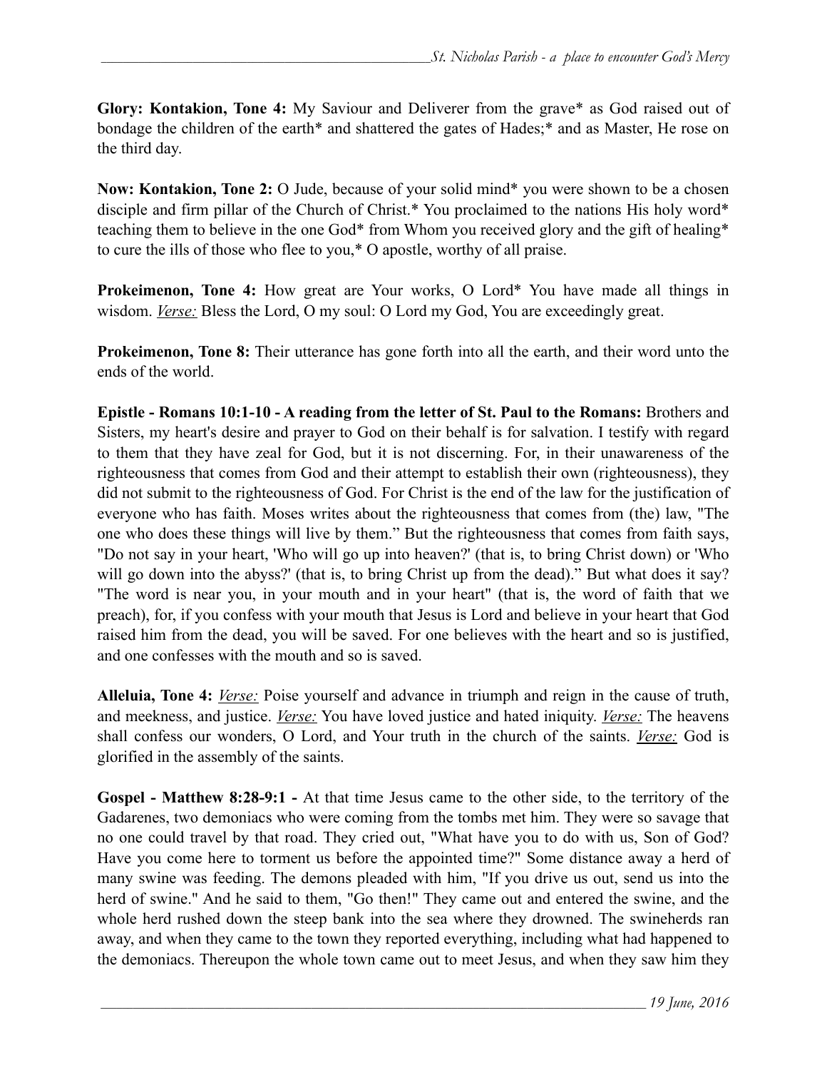**Glory: Kontakion, Tone 4:** My Saviour and Deliverer from the grave* as God raised out of bondage the children of the earth* and shattered the gates of Hades;* and as Master, He rose on the third day.

**Now: Kontakion, Tone 2:** O Jude, because of your solid mind* you were shown to be a chosen disciple and firm pillar of the Church of Christ.* You proclaimed to the nations His holy word* teaching them to believe in the one God* from Whom you received glory and the gift of healing* to cure the ills of those who flee to you,* O apostle, worthy of all praise.

**Prokeimenon, Tone 4:** How great are Your works, O Lord* You have made all things in wisdom. *Verse:* Bless the Lord, O my soul: O Lord my God, You are exceedingly great.

**Prokeimenon, Tone 8:** Their utterance has gone forth into all the earth, and their word unto the ends of the world.

**Epistle - Romans 10:1-10 - A reading from the letter of St. Paul to the Romans:** Brothers and Sisters, my heart's desire and prayer to God on their behalf is for salvation. I testify with regard to them that they have zeal for God, but it is not discerning. For, in their unawareness of the righteousness that comes from God and their attempt to establish their own (righteousness), they did not submit to the righteousness of God. For Christ is the end of the law for the justification of everyone who has faith. Moses writes about the righteousness that comes from (the) law, "The one who does these things will live by them." But the righteousness that comes from faith says, "Do not say in your heart, 'Who will go up into heaven?' (that is, to bring Christ down) or 'Who will go down into the abyss?' (that is, to bring Christ up from the dead)." But what does it say? "The word is near you, in your mouth and in your heart" (that is, the word of faith that we preach), for, if you confess with your mouth that Jesus is Lord and believe in your heart that God raised him from the dead, you will be saved. For one believes with the heart and so is justified, and one confesses with the mouth and so is saved.

**Alleluia, Tone 4:** *Verse:* Poise yourself and advance in triumph and reign in the cause of truth, and meekness, and justice. *Verse:* You have loved justice and hated iniquity. *Verse:* The heavens shall confess our wonders, O Lord, and Your truth in the church of the saints. *Verse:* God is glorified in the assembly of the saints.

**Gospel - Matthew 8:28-9:1 -** At that time Jesus came to the other side, to the territory of the Gadarenes, two demoniacs who were coming from the tombs met him. They were so savage that no one could travel by that road. They cried out, "What have you to do with us, Son of God? Have you come here to torment us before the appointed time?" Some distance away a herd of many swine was feeding. The demons pleaded with him, "If you drive us out, send us into the herd of swine." And he said to them, "Go then!" They came out and entered the swine, and the whole herd rushed down the steep bank into the sea where they drowned. The swineherds ran away, and when they came to the town they reported everything, including what had happened to the demoniacs. Thereupon the whole town came out to meet Jesus, and when they saw him they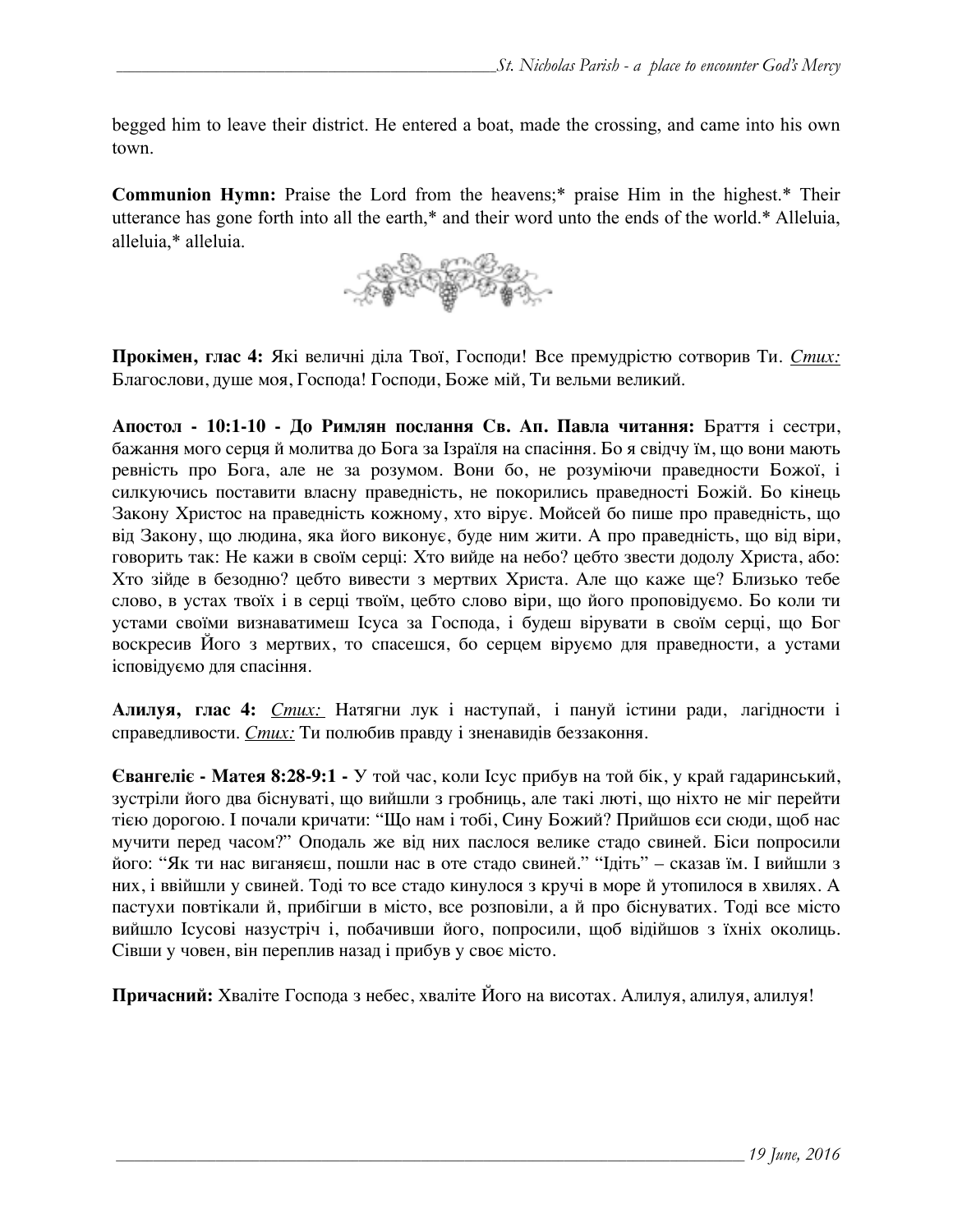begged him to leave their district. He entered a boat, made the crossing, and came into his own town.

**Communion Hymn:** Praise the Lord from the heavens;* praise Him in the highest.* Their utterance has gone forth into all the earth,* and their word unto the ends of the world.* Alleluia, alleluia,* alleluia.

**Прокімен, глас 4:** Які величні діла Твої, Господи! Все премудрістю сотворив Ти. *Стих:* Благослови, душе моя, Господа! Господи, Боже мій, Ти вельми великий.

**Апостол - 10:1-10 - До Римлян послання Св. Ап. Павла читання:** Браття і сестри, бажання мого серця й молитва до Бога за Ізраїля на спасіння. Бо я свідчу їм, що вони мають ревність про Бога, але не за розумом. Вони бо, не розуміючи праведности Божої, і силкуючись поставити власну праведність, не покорились праведності Божій. Бо кінець Закону Христос на праведність кожному, хто вірує. Мойсей бо пише про праведність, що від Закону, що людина, яка його виконує, буде ним жити. А про праведність, що від віри, говорить так: Не кажи в своїм серці: Хто вийде на небо? цебто звести додолу Христа, або: Хто зійде в безодню? цебто вивести з мертвих Христа. Але що каже ще? Близько тебе слово, в устах твоїх і в серці твоїм, цебто слово віри, що його проповідуємо. Бо коли ти устами своїми визнаватимеш Ісуса за Господа, і будеш вірувати в своїм серці, що Бог воскресив Його з мертвих, то спасешся, бо серцем віруємо для праведности, а устами ісповідуємо для спасіння.

**Алилуя, глас 4:** *Стих:* Натягни лук і наступай, і пануй істини ради, лагідности і справедливости. *Стих:* Ти полюбив правду і зненавидів беззаконня.

**Євангеліє - Матея 8:28-9:1 -** У той час, коли Ісус прибув на той бік, у край гадаринський, зустріли його два біснуваті, що вийшли з гробниць, але такі люті, що ніхто не міг перейти тією дорогою. І почали кричати: "Що нам і тобі, Сину Божий? Прийшов єси сюди, щоб нас мучити перед часом?" Оподаль же від них паслося велике стадо свиней. Біси попросили його: "Як ти нас виганяєш, пошли нас в оте стадо свиней." "Ідіть" – сказав їм. І вийшли з них, і ввійшли у свиней. Тоді то все стадо кинулося з кручі в море й утопилося в хвилях. А пастухи повтікали й, прибігши в місто, все розповіли, а й про біснуватих. Тоді все місто вийшло Ісусові назустріч і, побачивши його, попросили, щоб відійшов з їхніх околиць. Сівши у човен, він переплив назад і прибув у своє місто.

**Причасний:** Хваліте Господа з небес, хваліте Його на висотах. Алилуя, алилуя, алилуя!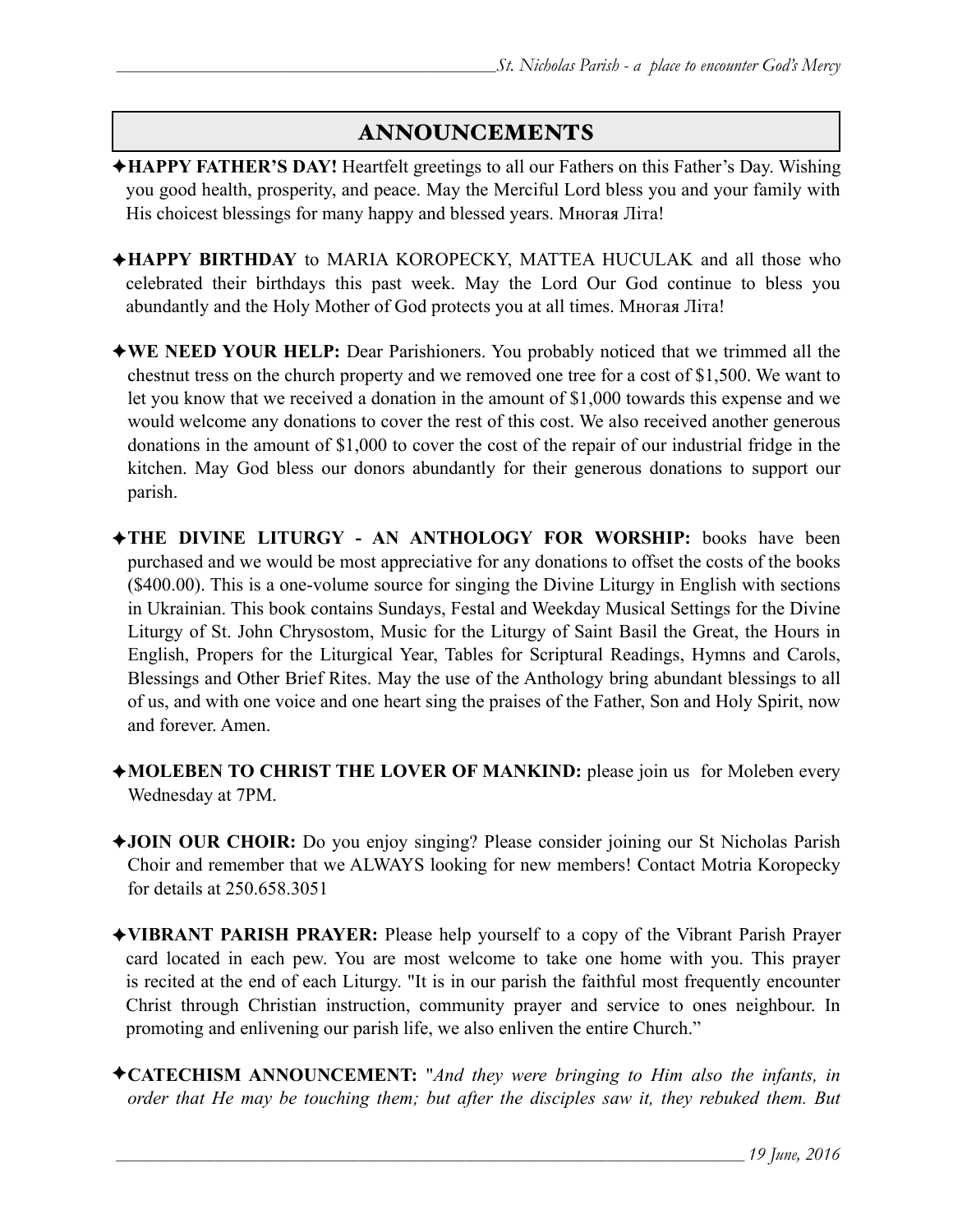## ANNOUNCEMENTS

✦**HAPPY FATHER'S DAY!** Heartfelt greetings to all our Fathers on this Father's Day. Wishing you good health, prosperity, and peace. May the Merciful Lord bless you and your family with His choicest blessings for many happy and blessed years. Многая Літа!

✦**HAPPY BIRTHDAY** to MARIA KOROPECKY, MATTEA HUCULAK and all those who celebrated their birthdays this past week. May the Lord Our God continue to bless you abundantly and the Holy Mother of God protects you at all times. Многая Літа!

✦**WE NEED YOUR HELP:** Dear Parishioners. You probably noticed that we trimmed all the chestnut tress on the church property and we removed one tree for a cost of $1,500. We want to let you know that we received a donation in the amount of $1,000 towards this expense and we would welcome any donations to cover the rest of this cost. We also received another generous donations in the amount of $1,000 to cover the cost of the repair of our industrial fridge in the kitchen. May God bless our donors abundantly for their generous donations to support our parish.

✦**THE DIVINE LITURGY - AN ANTHOLOGY FOR WORSHIP:** books have been purchased and we would be most appreciative for any donations to offset the costs of the books ($400.00). This is a one-volume source for singing the Divine Liturgy in English with sections in Ukrainian. This book contains Sundays, Festal and Weekday Musical Settings for the Divine Liturgy of St. John Chrysostom, Music for the Liturgy of Saint Basil the Great, the Hours in English, Propers for the Liturgical Year, Tables for Scriptural Readings, Hymns and Carols, Blessings and Other Brief Rites. May the use of the Anthology bring abundant blessings to all of us, and with one voice and one heart sing the praises of the Father, Son and Holy Spirit, now and forever. Amen.

✦**MOLEBEN TO CHRIST THE LOVER OF MANKIND:** please join us for Moleben every Wednesday at 7PM.

✦**JOIN OUR CHOIR:** Do you enjoy singing? Please consider joining our St Nicholas Parish Choir and remember that we ALWAYS looking for new members! Contact Motria Koropecky for details at 250.658.3051

✦**VIBRANT PARISH PRAYER:** Please help yourself to a copy of the Vibrant Parish Prayer card located in each pew. You are most welcome to take one home with you. This prayer is recited at the end of each Liturgy. "It is in our parish the faithful most frequently encounter Christ through Christian instruction, community prayer and service to ones neighbour. In promoting and enlivening our parish life, we also enliven the entire Church."

✦**CATECHISM ANNOUNCEMENT:** "*And they were bringing to Him also the infants, in order that He may be touching them; but after the disciples saw it, they rebuked them. But*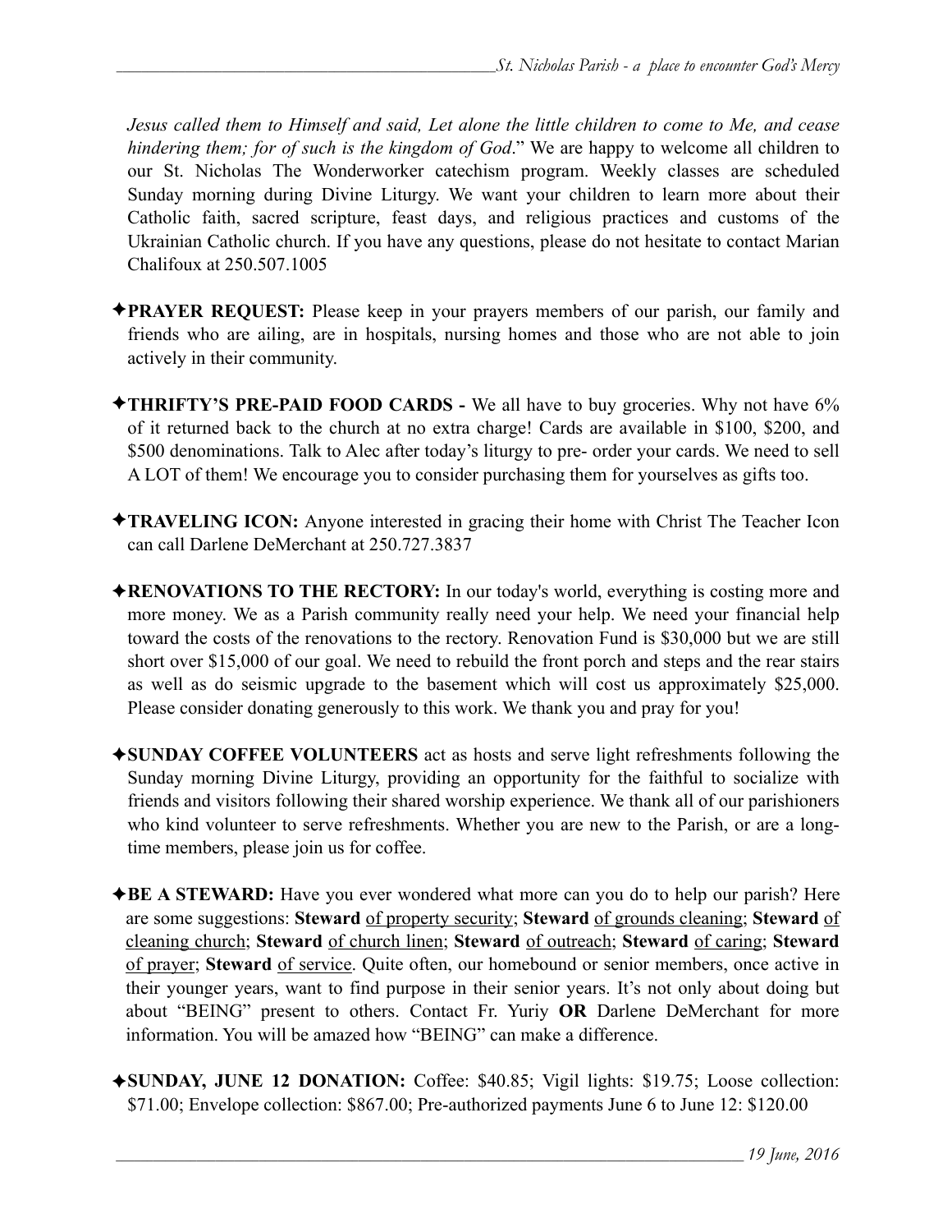*Jesus called them to Himself and said, Let alone the little children to come to Me, and cease hindering them; for of such is the kingdom of God*." We are happy to welcome all children to our St. Nicholas The Wonderworker catechism program. Weekly classes are scheduled Sunday morning during Divine Liturgy. We want your children to learn more about their Catholic faith, sacred scripture, feast days, and religious practices and customs of the Ukrainian Catholic church. If you have any questions, please do not hesitate to contact Marian Chalifoux at 250.507.1005

✦**PRAYER REQUEST:** Please keep in your prayers members of our parish, our family and friends who are ailing, are in hospitals, nursing homes and those who are not able to join actively in their community.

✦**THRIFTY'S PRE-PAID FOOD CARDS -** We all have to buy groceries. Why not have 6% of it returned back to the church at no extra charge! Cards are available in $100, $200, and $500 denominations. Talk to Alec after today's liturgy to pre- order your cards. We need to sell A LOT of them! We encourage you to consider purchasing them for yourselves as gifts too.

✦**TRAVELING ICON:** Anyone interested in gracing their home with Christ The Teacher Icon can call Darlene DeMerchant at 250.727.3837

✦**RENOVATIONS TO THE RECTORY:** In our today's world, everything is costing more and more money. We as a Parish community really need your help. We need your financial help toward the costs of the renovations to the rectory. Renovation Fund is $30,000 but we are still short over $15,000 of our goal. We need to rebuild the front porch and steps and the rear stairs as well as do seismic upgrade to the basement which will cost us approximately $25,000. Please consider donating generously to this work. We thank you and pray for you!

✦**SUNDAY COFFEE VOLUNTEERS** act as hosts and serve light refreshments following the Sunday morning Divine Liturgy, providing an opportunity for the faithful to socialize with friends and visitors following their shared worship experience. We thank all of our parishioners who kind volunteer to serve refreshments. Whether you are new to the Parish, or are a long-time members, please join us for coffee.

✦**BE A STEWARD:** Have you ever wondered what more can you do to help our parish? Here are some suggestions: **Steward** of property security; **Steward** of grounds cleaning; **Steward** of cleaning church; **Steward** of church linen; **Steward** of outreach; **Steward** of caring; **Steward** of prayer; **Steward** of service. Quite often, our homebound or senior members, once active in their younger years, want to find purpose in their senior years. It's not only about doing but about "BEING" present to others. Contact Fr. Yuriy **OR** Darlene DeMerchant for more information. You will be amazed how "BEING" can make a difference.

✦**SUNDAY, JUNE 12 DONATION:** Coffee: $40.85; Vigil lights: $19.75; Loose collection: $71.00; Envelope collection: $867.00; Pre-authorized payments June 6 to June 12: $120.00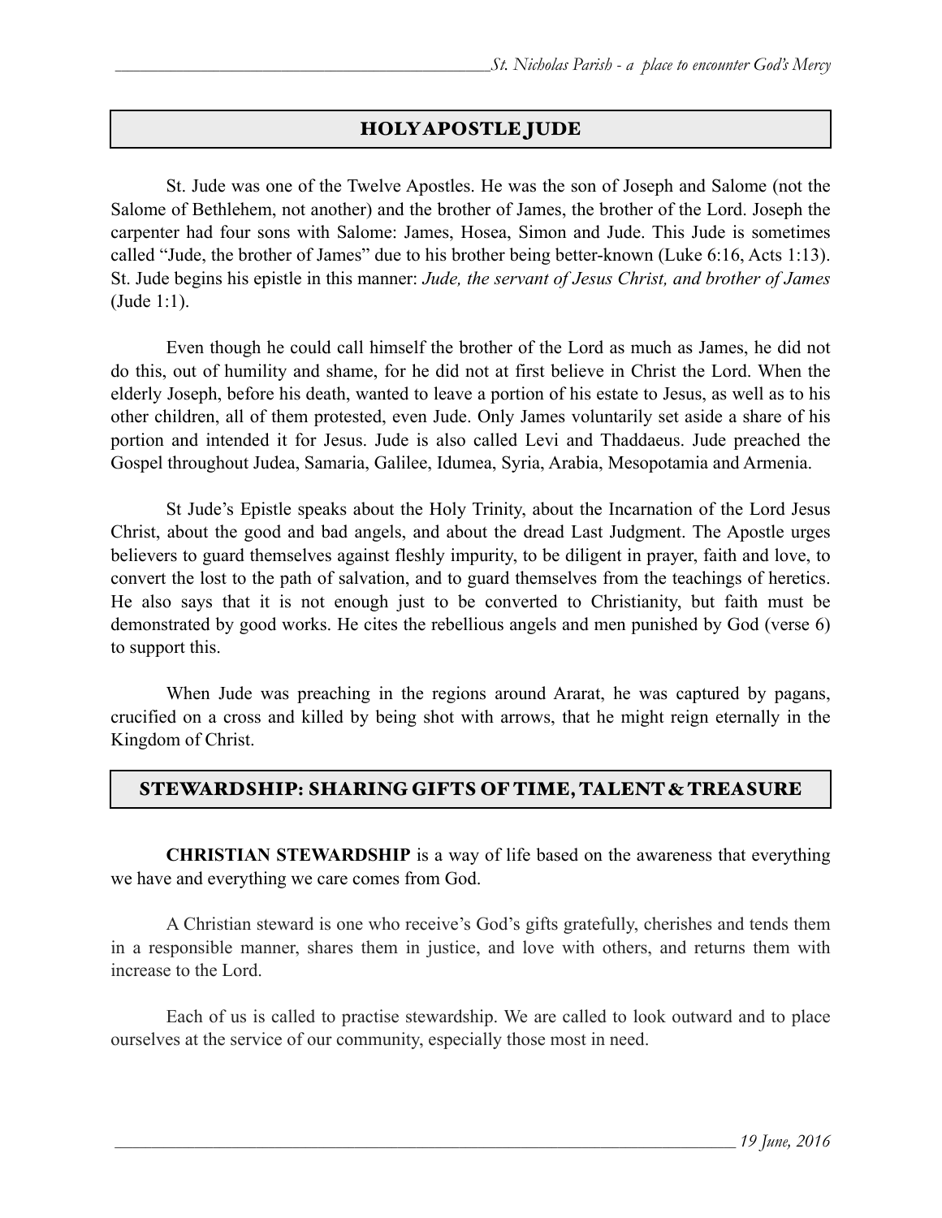## HOLY APOSTLE JUDE

St. Jude was one of the Twelve Apostles. He was the son of Joseph and Salome (not the Salome of Bethlehem, not another) and the brother of James, the brother of the Lord. Joseph the carpenter had four sons with Salome: James, Hosea, Simon and Jude. This Jude is sometimes called "Jude, the brother of James" due to his brother being better-known (Luke 6:16, Acts 1:13). St. Jude begins his epistle in this manner: *Jude, the servant of Jesus Christ, and brother of James* (Jude 1:1).

Even though he could call himself the brother of the Lord as much as James, he did not do this, out of humility and shame, for he did not at first believe in Christ the Lord. When the elderly Joseph, before his death, wanted to leave a portion of his estate to Jesus, as well as to his other children, all of them protested, even Jude. Only James voluntarily set aside a share of his portion and intended it for Jesus. Jude is also called Levi and Thaddaeus. Jude preached the Gospel throughout Judea, Samaria, Galilee, Idumea, Syria, Arabia, Mesopotamia and Armenia.

St Jude's Epistle speaks about the Holy Trinity, about the Incarnation of the Lord Jesus Christ, about the good and bad angels, and about the dread Last Judgment. The Apostle urges believers to guard themselves against fleshly impurity, to be diligent in prayer, faith and love, to convert the lost to the path of salvation, and to guard themselves from the teachings of heretics. He also says that it is not enough just to be converted to Christianity, but faith must be demonstrated by good works. He cites the rebellious angels and men punished by God (verse 6) to support this.

When Jude was preaching in the regions around Ararat, he was captured by pagans, crucified on a cross and killed by being shot with arrows, that he might reign eternally in the Kingdom of Christ.

## STEWARDSHIP: SHARING GIFTS OF TIME, TALENT & TREASURE

**CHRISTIAN STEWARDSHIP** is a way of life based on the awareness that everything we have and everything we care comes from God.

A Christian steward is one who receive's God's gifts gratefully, cherishes and tends them in a responsible manner, shares them in justice, and love with others, and returns them with increase to the Lord.

Each of us is called to practise stewardship. We are called to look outward and to place ourselves at the service of our community, especially those most in need.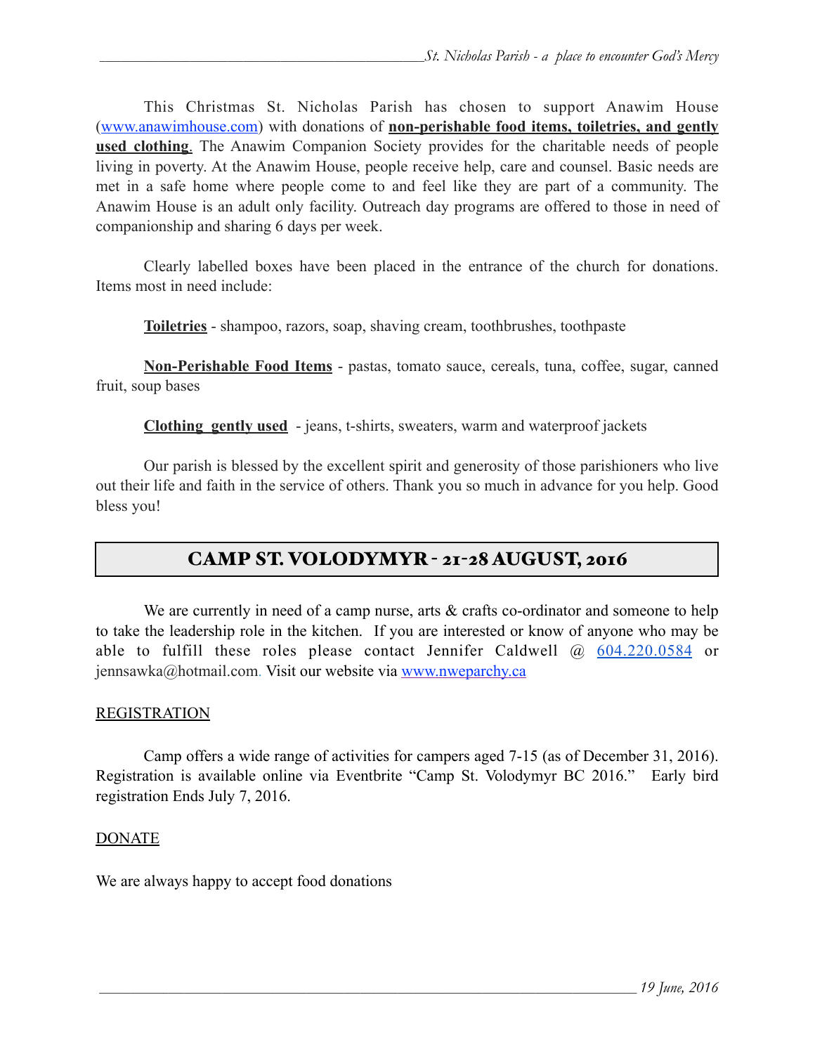This Christmas St. Nicholas Parish has chosen to support Anawim House (www.anawimhouse.com) with donations of **non-perishable food items, toiletries, and gently used clothing**. The Anawim Companion Society provides for the charitable needs of people living in poverty. At the Anawim House, people receive help, care and counsel. Basic needs are met in a safe home where people come to and feel like they are part of a community. The Anawim House is an adult only facility. Outreach day programs are offered to those in need of companionship and sharing 6 days per week.

Clearly labelled boxes have been placed in the entrance of the church for donations. Items most in need include:

**Toiletries** - shampoo, razors, soap, shaving cream, toothbrushes, toothpaste

**Non-Perishable Food Items** - pastas, tomato sauce, cereals, tuna, coffee, sugar, canned fruit, soup bases

**Clothing gently used** - jeans, t-shirts, sweaters, warm and waterproof jackets

Our parish is blessed by the excellent spirit and generosity of those parishioners who live out their life and faith in the service of others. Thank you so much in advance for you help. Good bless you!

## CAMP ST. VOLODYMYR - 21-28 AUGUST, 2016

We are currently in need of a camp nurse, arts & crafts co-ordinator and someone to help to take the leadership role in the kitchen. If you are interested or know of anyone who may be able to fulfill these roles please contact Jennifer Caldwell @ 604.220.0584 or jennsawka@hotmail.com. Visit our website via www.nweparchy.ca

### REGISTRATION

Camp offers a wide range of activities for campers aged 7-15 (as of December 31, 2016). Registration is available online via Eventbrite "Camp St. Volodymyr BC 2016." Early bird registration Ends July 7, 2016.

### DONATE

We are always happy to accept food donations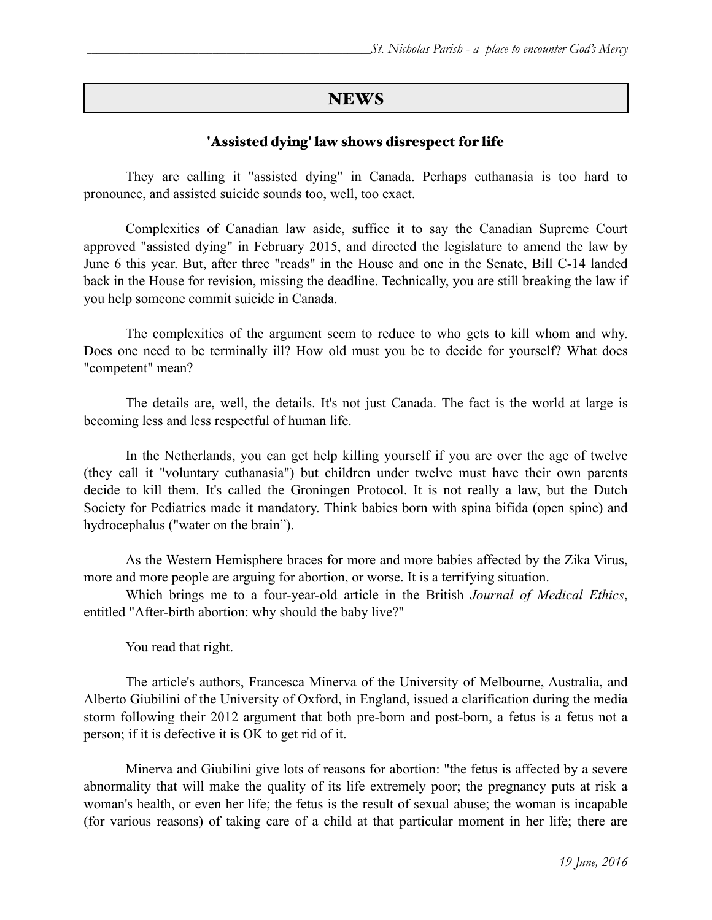## NEWS

### 'Assisted dying' law shows disrespect for life

They are calling it "assisted dying" in Canada. Perhaps euthanasia is too hard to pronounce, and assisted suicide sounds too, well, too exact.

Complexities of Canadian law aside, suffice it to say the Canadian Supreme Court approved "assisted dying" in February 2015, and directed the legislature to amend the law by June 6 this year. But, after three "reads" in the House and one in the Senate, Bill C-14 landed back in the House for revision, missing the deadline. Technically, you are still breaking the law if you help someone commit suicide in Canada.

The complexities of the argument seem to reduce to who gets to kill whom and why. Does one need to be terminally ill? How old must you be to decide for yourself? What does "competent" mean?

The details are, well, the details. It's not just Canada. The fact is the world at large is becoming less and less respectful of human life.

In the Netherlands, you can get help killing yourself if you are over the age of twelve (they call it "voluntary euthanasia") but children under twelve must have their own parents decide to kill them. It's called the Groningen Protocol. It is not really a law, but the Dutch Society for Pediatrics made it mandatory. Think babies born with spina bifida (open spine) and hydrocephalus ("water on the brain").

As the Western Hemisphere braces for more and more babies affected by the Zika Virus, more and more people are arguing for abortion, or worse. It is a terrifying situation.

Which brings me to a four-year-old article in the British *Journal of Medical Ethics*, entitled "After-birth abortion: why should the baby live?"

You read that right.

The article's authors, Francesca Minerva of the University of Melbourne, Australia, and Alberto Giubilini of the University of Oxford, in England, issued a clarification during the media storm following their 2012 argument that both pre-born and post-born, a fetus is a fetus not a person; if it is defective it is OK to get rid of it.

Minerva and Giubilini give lots of reasons for abortion: "the fetus is affected by a severe abnormality that will make the quality of its life extremely poor; the pregnancy puts at risk a woman's health, or even her life; the fetus is the result of sexual abuse; the woman is incapable (for various reasons) of taking care of a child at that particular moment in her life; there are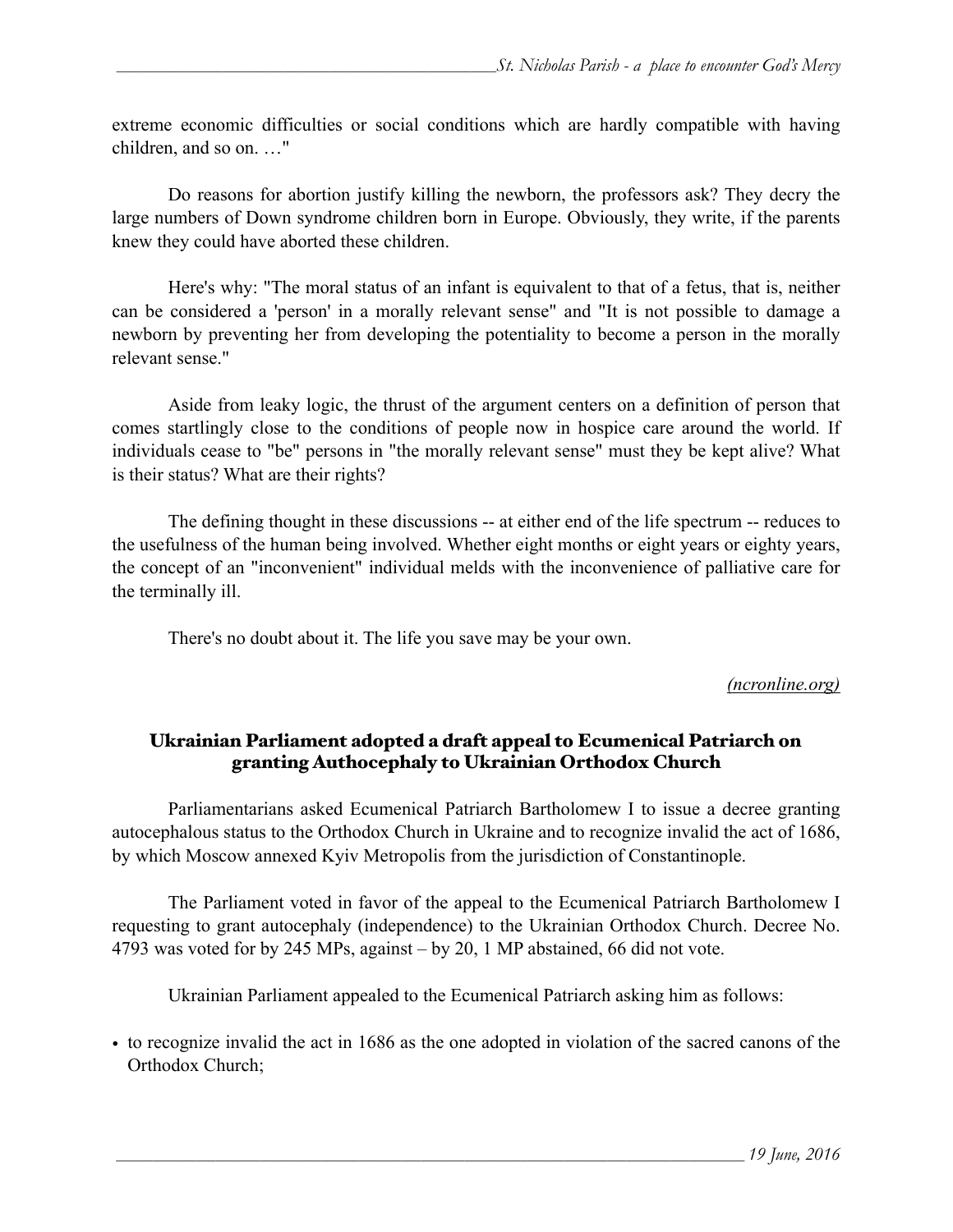extreme economic difficulties or social conditions which are hardly compatible with having children, and so on. …"

Do reasons for abortion justify killing the newborn, the professors ask? They decry the large numbers of Down syndrome children born in Europe. Obviously, they write, if the parents knew they could have aborted these children.

Here's why: "The moral status of an infant is equivalent to that of a fetus, that is, neither can be considered a 'person' in a morally relevant sense" and "It is not possible to damage a newborn by preventing her from developing the potentiality to become a person in the morally relevant sense."

Aside from leaky logic, the thrust of the argument centers on a definition of person that comes startlingly close to the conditions of people now in hospice care around the world. If individuals cease to "be" persons in "the morally relevant sense" must they be kept alive? What is their status? What are their rights?

The defining thought in these discussions -- at either end of the life spectrum -- reduces to the usefulness of the human being involved. Whether eight months or eight years or eighty years, the concept of an "inconvenient" individual melds with the inconvenience of palliative care for the terminally ill.

There's no doubt about it. The life you save may be your own.

*(ncronline.org)*

## Ukrainian Parliament adopted a draft appeal to Ecumenical Patriarch on granting Authocephaly to Ukrainian Orthodox Church

Parliamentarians asked Ecumenical Patriarch Bartholomew I to issue a decree granting autocephalous status to the Orthodox Church in Ukraine and to recognize invalid the act of 1686, by which Moscow annexed Kyiv Metropolis from the jurisdiction of Constantinople.

The Parliament voted in favor of the appeal to the Ecumenical Patriarch Bartholomew I requesting to grant autocephaly (independence) to the Ukrainian Orthodox Church. Decree No. 4793 was voted for by 245 MPs, against – by 20, 1 MP abstained, 66 did not vote.

Ukrainian Parliament appealed to the Ecumenical Patriarch asking him as follows:

- to recognize invalid the act in 1686 as the one adopted in violation of the sacred canons of the Orthodox Church;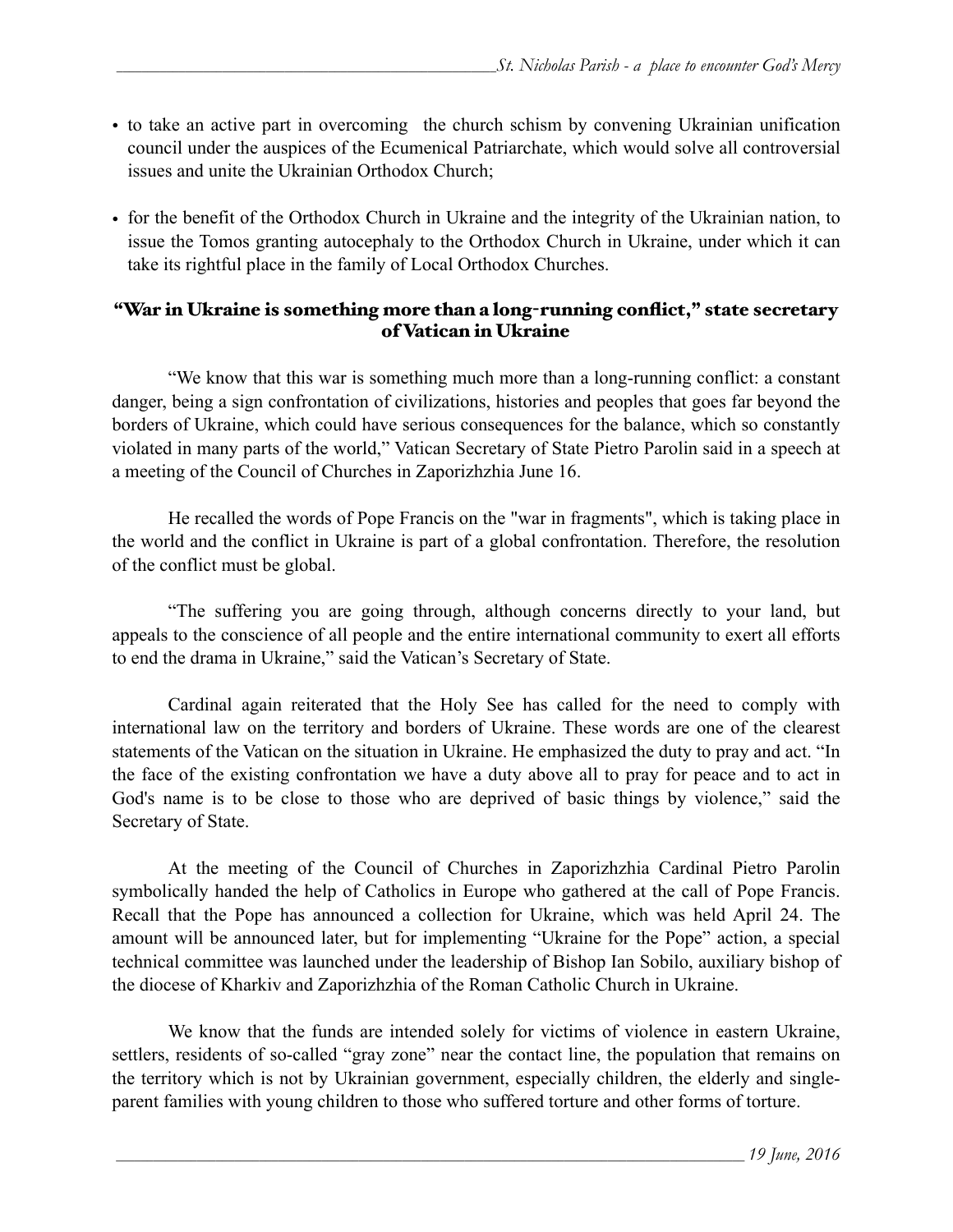- to take an active part in overcoming the church schism by convening Ukrainian unification council under the auspices of the Ecumenical Patriarchate, which would solve all controversial issues and unite the Ukrainian Orthodox Church;

- for the benefit of the Orthodox Church in Ukraine and the integrity of the Ukrainian nation, to issue the Tomos granting autocephaly to the Orthodox Church in Ukraine, under which it can take its rightful place in the family of Local Orthodox Churches.

## "War in Ukraine is something more than a long-running conflict," state secretary of Vatican in Ukraine

"We know that this war is something much more than a long-running conflict: a constant danger, being a sign confrontation of civilizations, histories and peoples that goes far beyond the borders of Ukraine, which could have serious consequences for the balance, which so constantly violated in many parts of the world," Vatican Secretary of State Pietro Parolin said in a speech at a meeting of the Council of Churches in Zaporizhzhia June 16.

He recalled the words of Pope Francis on the "war in fragments", which is taking place in the world and the conflict in Ukraine is part of a global confrontation. Therefore, the resolution of the conflict must be global.

"The suffering you are going through, although concerns directly to your land, but appeals to the conscience of all people and the entire international community to exert all efforts to end the drama in Ukraine," said the Vatican's Secretary of State.

Cardinal again reiterated that the Holy See has called for the need to comply with international law on the territory and borders of Ukraine. These words are one of the clearest statements of the Vatican on the situation in Ukraine. He emphasized the duty to pray and act. "In the face of the existing confrontation we have a duty above all to pray for peace and to act in God's name is to be close to those who are deprived of basic things by violence," said the Secretary of State.

At the meeting of the Council of Churches in Zaporizhzhia Cardinal Pietro Parolin symbolically handed the help of Catholics in Europe who gathered at the call of Pope Francis. Recall that the Pope has announced a collection for Ukraine, which was held April 24. The amount will be announced later, but for implementing "Ukraine for the Pope" action, a special technical committee was launched under the leadership of Bishop Ian Sobilo, auxiliary bishop of the diocese of Kharkiv and Zaporizhzhia of the Roman Catholic Church in Ukraine.

We know that the funds are intended solely for victims of violence in eastern Ukraine, settlers, residents of so-called "gray zone" near the contact line, the population that remains on the territory which is not by Ukrainian government, especially children, the elderly and single-parent families with young children to those who suffered torture and other forms of torture.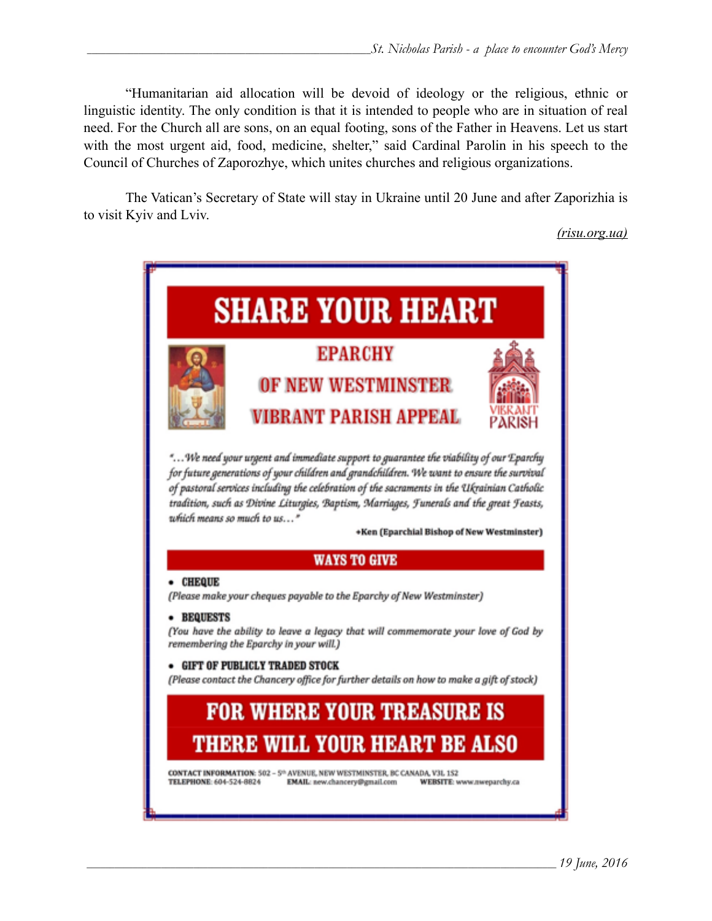"Humanitarian aid allocation will be devoid of ideology or the religious, ethnic or linguistic identity. The only condition is that it is intended to people who are in situation of real need. For the Church all are sons, on an equal footing, sons of the Father in Heavens. Let us start with the most urgent aid, food, medicine, shelter," said Cardinal Parolin in his speech to the Council of Churches of Zaporozhye, which unites churches and religious organizations.

The Vatican's Secretary of State will stay in Ukraine until 20 June and after Zaporizhia is to visit Kyiv and Lviv.

*(risu.org.ua)*

# SHARE YOUR HEART

## EPARCHY OF NEW WESTMINSTER VIBRANT PARISH APPEAL

VIBRANT PARISH

*"…We need your urgent and immediate support to guarantee the viability of our Eparchy for future generations of your children and grandchildren. We want to ensure the survival of pastoral services including the celebration of the sacraments in the Ukrainian Catholic tradition, such as Divine Liturgies, Baptism, Marriages, Funerals and the great Feasts, which means so much to us…"*

**+Ken (Eparchial Bishop of New Westminster)**

## WAYS TO GIVE

- **CHEQUE**
  *(Please make your cheques payable to the Eparchy of New Westminster)*
- **BEQUESTS**
  *(You have the ability to leave a legacy that will commemorate your love of God by remembering the Eparchy in your will.)*
- **GIFT OF PUBLICLY TRADED STOCK**
  *(Please contact the Chancery office for further details on how to make a gift of stock)*

## FOR WHERE YOUR TREASURE IS THERE WILL YOUR HEART BE ALSO

**CONTACT INFORMATION:** 502 – 5th AVENUE, NEW WESTMINSTER, BC CANADA, V3L 1S2
**TELEPHONE:** 604-524-8824 **EMAIL:** new.chancery@gmail.com **WEBSITE:** www.nweparchy.ca